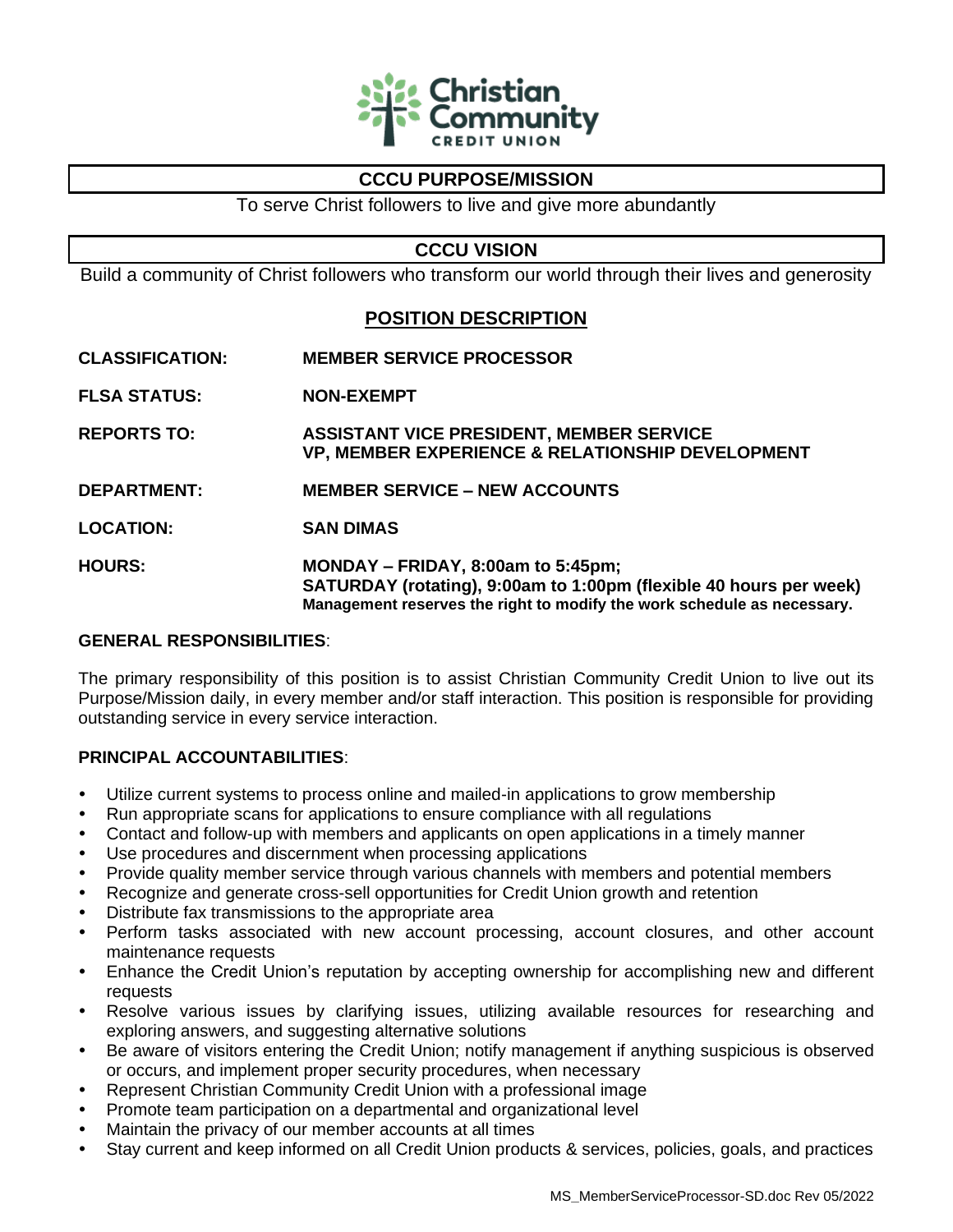Christian Community CREDIT UNION

## CCCU PURPOSE/MISSION

To serve Christ followers to live and give more abundantly

## CCCU VISION

Build a community of Christ followers who transform our world through their lives and generosity

## POSITION DESCRIPTION

**CLASSIFICATION:** **MEMBER SERVICE PROCESSOR**

**FLSA STATUS:** **NON-EXEMPT**

**REPORTS TO:** **ASSISTANT VICE PRESIDENT, MEMBER SERVICE**
**VP, MEMBER EXPERIENCE & RELATIONSHIP DEVELOPMENT**

**DEPARTMENT:** **MEMBER SERVICE – NEW ACCOUNTS**

**LOCATION:** **SAN DIMAS**

**HOURS:** **MONDAY – FRIDAY, 8:00am to 5:45pm;**
**SATURDAY (rotating), 9:00am to 1:00pm (flexible 40 hours per week)**
**Management reserves the right to modify the work schedule as necessary.**

**GENERAL RESPONSIBILITIES**:

The primary responsibility of this position is to assist Christian Community Credit Union to live out its Purpose/Mission daily, in every member and/or staff interaction. This position is responsible for providing outstanding service in every service interaction.

**PRINCIPAL ACCOUNTABILITIES**:

- Utilize current systems to process online and mailed-in applications to grow membership
- Run appropriate scans for applications to ensure compliance with all regulations
- Contact and follow-up with members and applicants on open applications in a timely manner
- Use procedures and discernment when processing applications
- Provide quality member service through various channels with members and potential members
- Recognize and generate cross-sell opportunities for Credit Union growth and retention
- Distribute fax transmissions to the appropriate area
- Perform tasks associated with new account processing, account closures, and other account maintenance requests
- Enhance the Credit Union's reputation by accepting ownership for accomplishing new and different requests
- Resolve various issues by clarifying issues, utilizing available resources for researching and exploring answers, and suggesting alternative solutions
- Be aware of visitors entering the Credit Union; notify management if anything suspicious is observed or occurs, and implement proper security procedures, when necessary
- Represent Christian Community Credit Union with a professional image
- Promote team participation on a departmental and organizational level
- Maintain the privacy of our member accounts at all times
- Stay current and keep informed on all Credit Union products & services, policies, goals, and practices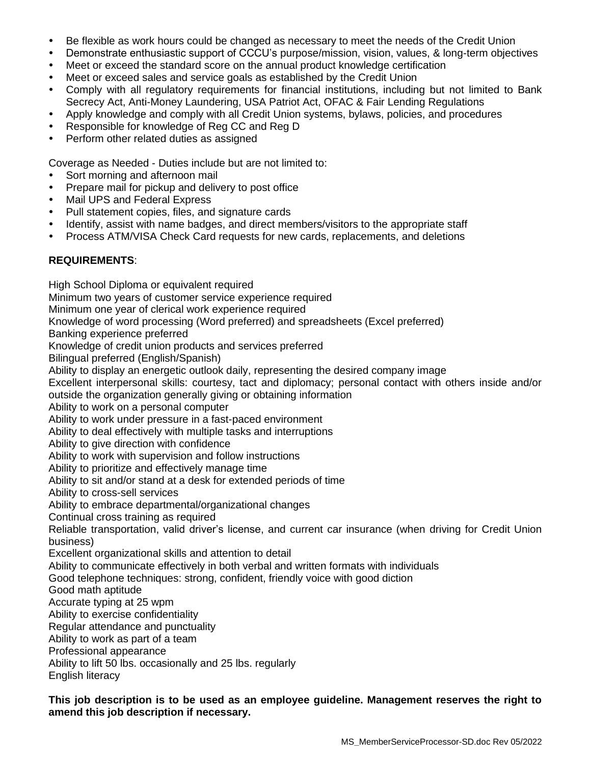- Be flexible as work hours could be changed as necessary to meet the needs of the Credit Union
- Demonstrate enthusiastic support of CCCU's purpose/mission, vision, values, & long-term objectives
- Meet or exceed the standard score on the annual product knowledge certification
- Meet or exceed sales and service goals as established by the Credit Union
- Comply with all regulatory requirements for financial institutions, including but not limited to Bank Secrecy Act, Anti-Money Laundering, USA Patriot Act, OFAC & Fair Lending Regulations
- Apply knowledge and comply with all Credit Union systems, bylaws, policies, and procedures
- Responsible for knowledge of Reg CC and Reg D
- Perform other related duties as assigned

Coverage as Needed - Duties include but are not limited to:

- Sort morning and afternoon mail
- Prepare mail for pickup and delivery to post office
- Mail UPS and Federal Express
- Pull statement copies, files, and signature cards
- Identify, assist with name badges, and direct members/visitors to the appropriate staff
- Process ATM/VISA Check Card requests for new cards, replacements, and deletions

**REQUIREMENTS**:

High School Diploma or equivalent required
Minimum two years of customer service experience required
Minimum one year of clerical work experience required
Knowledge of word processing (Word preferred) and spreadsheets (Excel preferred)
Banking experience preferred
Knowledge of credit union products and services preferred
Bilingual preferred (English/Spanish)
Ability to display an energetic outlook daily, representing the desired company image
Excellent interpersonal skills: courtesy, tact and diplomacy; personal contact with others inside and/or outside the organization generally giving or obtaining information
Ability to work on a personal computer
Ability to work under pressure in a fast-paced environment
Ability to deal effectively with multiple tasks and interruptions
Ability to give direction with confidence
Ability to work with supervision and follow instructions
Ability to prioritize and effectively manage time
Ability to sit and/or stand at a desk for extended periods of time
Ability to cross-sell services
Ability to embrace departmental/organizational changes
Continual cross training as required
Reliable transportation, valid driver's license, and current car insurance (when driving for Credit Union business)
Excellent organizational skills and attention to detail
Ability to communicate effectively in both verbal and written formats with individuals
Good telephone techniques: strong, confident, friendly voice with good diction
Good math aptitude
Accurate typing at 25 wpm
Ability to exercise confidentiality
Regular attendance and punctuality
Ability to work as part of a team
Professional appearance
Ability to lift 50 lbs. occasionally and 25 lbs. regularly
English literacy

**This job description is to be used as an employee guideline. Management reserves the right to amend this job description if necessary.**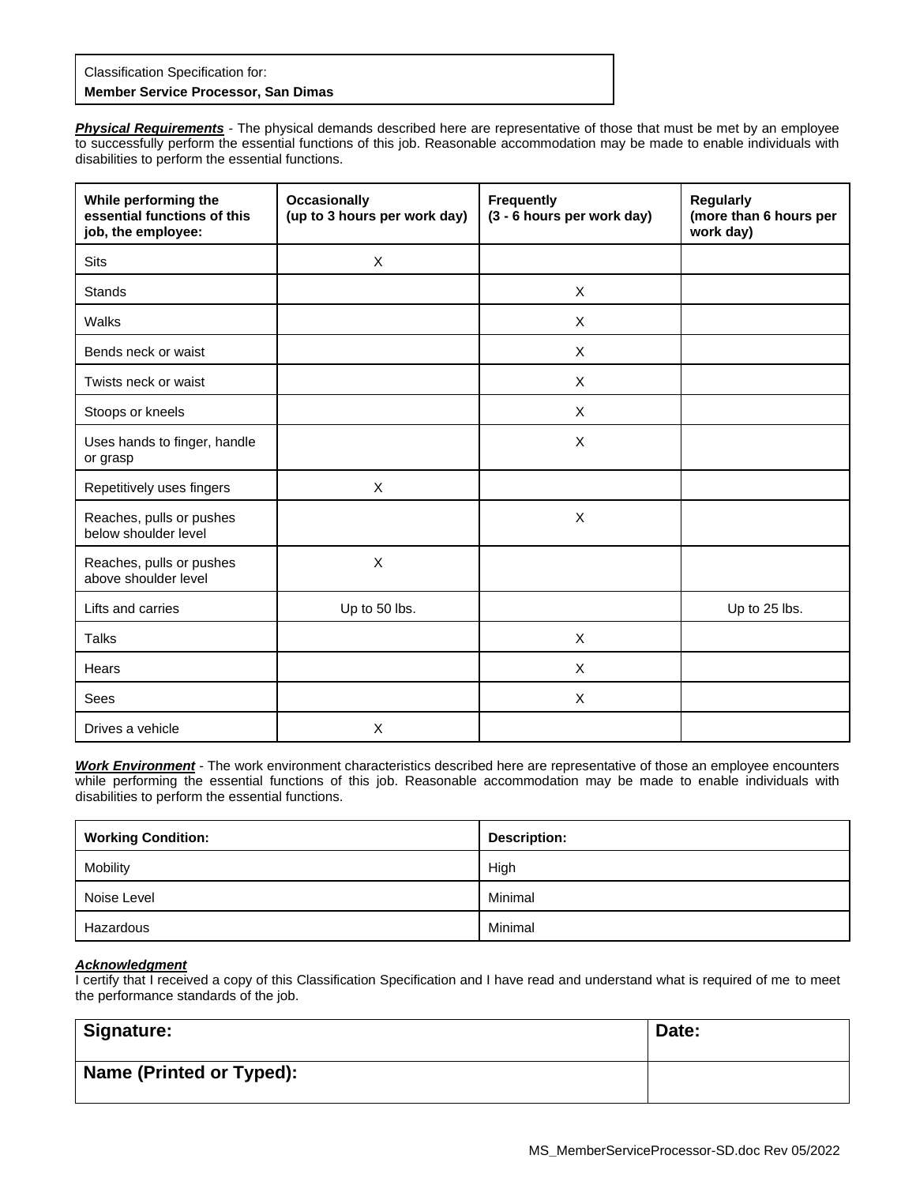Classification Specification for:
**Member Service Processor, San Dimas**

***Physical Requirements*** - The physical demands described here are representative of those that must be met by an employee to successfully perform the essential functions of this job. Reasonable accommodation may be made to enable individuals with disabilities to perform the essential functions.

| While performing the essential functions of this job, the employee: | Occasionally (up to 3 hours per work day) | Frequently (3 - 6 hours per work day) | Regularly (more than 6 hours per work day) |
|---|---|---|---|
| Sits | X | | |
| Stands | | X | |
| Walks | | X | |
| Bends neck or waist | | X | |
| Twists neck or waist | | X | |
| Stoops or kneels | | X | |
| Uses hands to finger, handle or grasp | | X | |
| Repetitively uses fingers | X | | |
| Reaches, pulls or pushes below shoulder level | | X | |
| Reaches, pulls or pushes above shoulder level | X | | |
| Lifts and carries | Up to 50 lbs. | | Up to 25 lbs. |
| Talks | | X | |
| Hears | | X | |
| Sees | | X | |
| Drives a vehicle | X | | |

***Work Environment*** - The work environment characteristics described here are representative of those an employee encounters while performing the essential functions of this job. Reasonable accommodation may be made to enable individuals with disabilities to perform the essential functions.

| Working Condition: | Description: |
|---|---|
| Mobility | High |
| Noise Level | Minimal |
| Hazardous | Minimal |

***Acknowledgment***
I certify that I received a copy of this Classification Specification and I have read and understand what is required of me to meet the performance standards of the job.

| Signature: | Date: |
|---|---|
| Name (Printed or Typed): | |

MS_MemberServiceProcessor-SD.doc Rev 05/2022